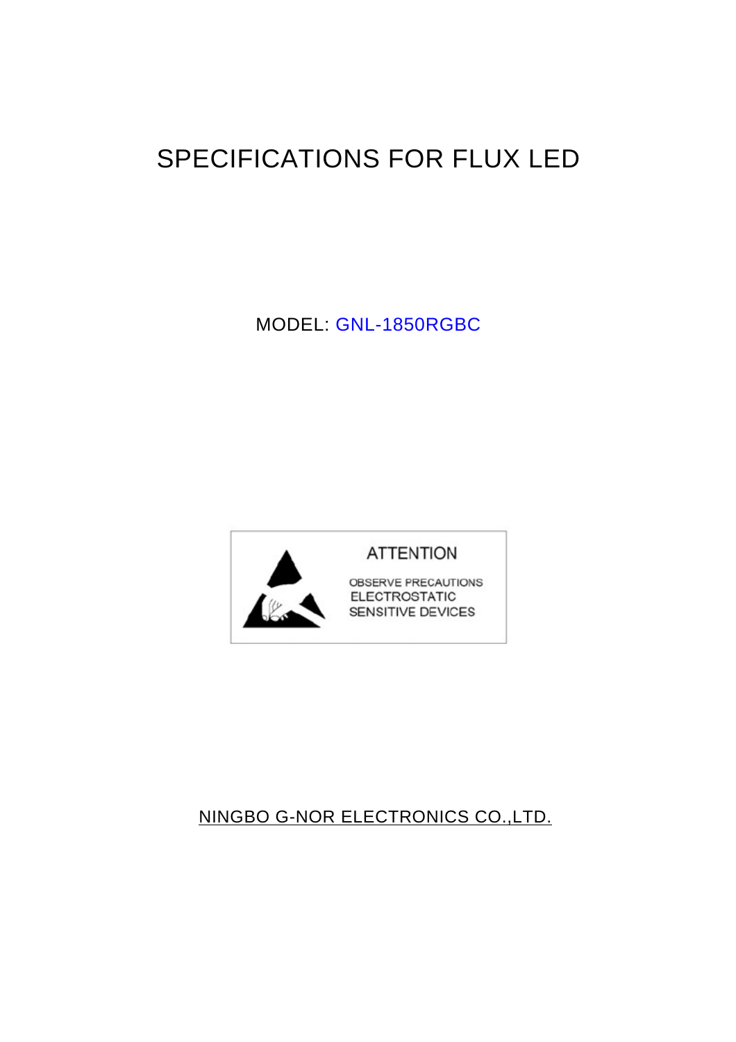# SPECIFICATIONS FOR FLUX LED

MODEL: GNL-1850RGBC

ATTENTION

OBSERVE PRECAUTIONS
ELECTROSTATIC
SENSITIVE DEVICES

NINGBO G-NOR ELECTRONICS CO.,LTD.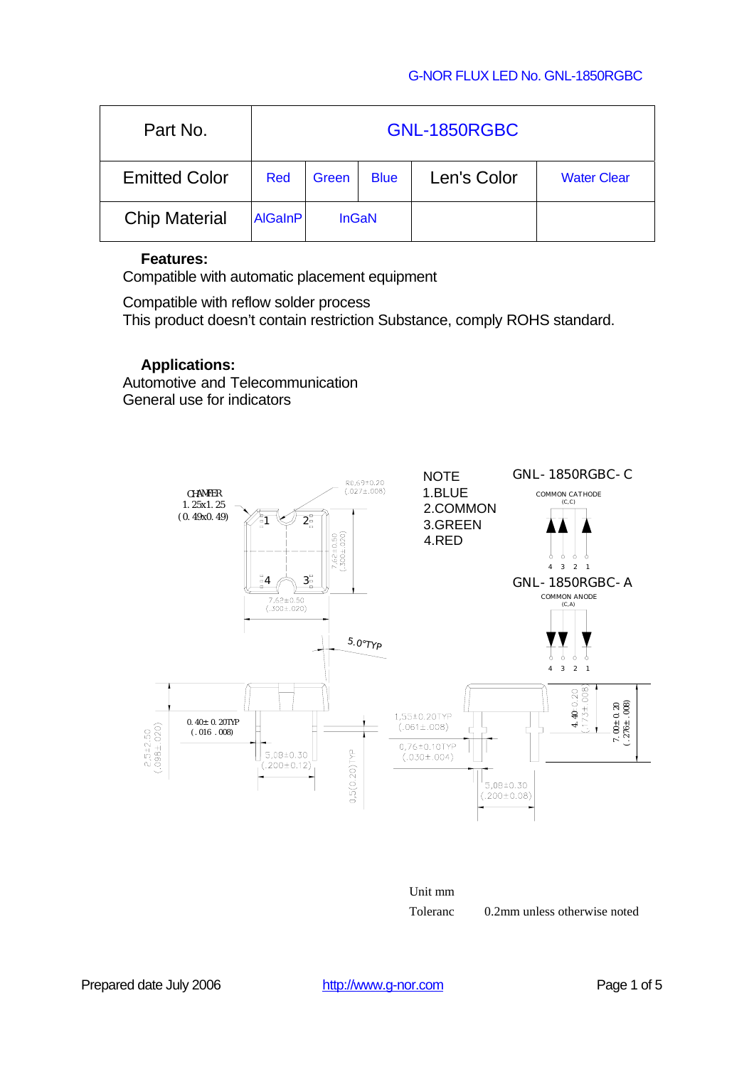| Part No. | GNL-1850RGBC | | | | |
|---|---|---|---|---|---|
| Emitted Color | Red | Green | Blue | Len's Color | Water Clear |
| Chip Material | AlGaInP | InGaN | | | |

**Features:**

Compatible with automatic placement equipment

Compatible with reflow solder process
This product doesn't contain restriction Substance, comply ROHS standard.

**Applications:**

Automotive and Telecommunication
General use for indicators

CHAMFER
1.25x1.25
(0.49x0.49)

R0.69±0.20
(.027±.008)

7.62±0.50
(.300±.020)

7.62±0.50
(.300±.020)

5.0°TYP

NOTE
1.BLUE
2.COMMON
3.GREEN
4.RED

GNL-1850RGBC-C
COMMON CATHODE
(C,C)
4 3 2 1

GNL-1850RGBC-A
COMMON ANODE
(C,A)
4 3 2 1

2.5±2.50
(.098±.020)

0.40±0.20TYP
(.016 .008)

5.08±0.30
(.200±0.12)

0.5(0.20)TYP

1.55±0.20TYP
(.061±.008)

0.76±0.10TYP
(.030±.004)

5.08±0.30
(.200±0.08)

4.40±0.20
(.173±.008)

7.00±0.20
(.276±.008)

Unit mm

Toleranc 0.2mm unless otherwise noted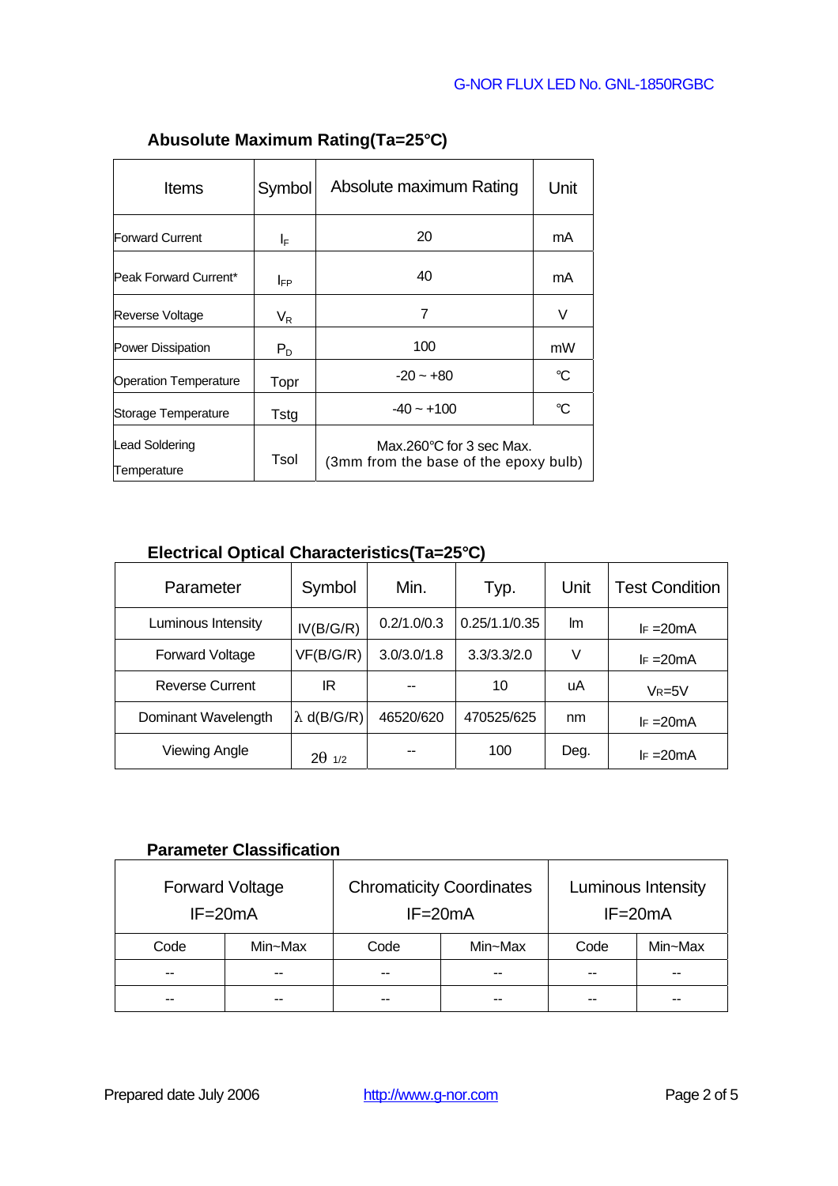### Abusolute Maximum Rating(Ta=25℃)

| Items | Symbol | Absolute maximum Rating | Unit |
|---|---|---|---|
| Forward Current | $I_F$ | 20 | mA |
| Peak Forward Current* | $I_{FP}$ | 40 | mA |
| Reverse Voltage | $V_R$ | 7 | V |
| Power Dissipation | $P_D$ | 100 | mW |
| Operation Temperature | Topr | -20 ~ +80 | ℃ |
| Storage Temperature | Tstg | -40 ~ +100 | ℃ |
| Lead Soldering Temperature | Tsol | Max.260℃ for 3 sec Max. (3mm from the base of the epoxy bulb) | |

### Electrical Optical Characteristics(Ta=25℃)

| Parameter | Symbol | Min. | Typ. | Unit | Test Condition |
|---|---|---|---|---|---|
| Luminous Intensity | IV(B/G/R) | 0.2/1.0/0.3 | 0.25/1.1/0.35 | lm | $I_F$ =20mA |
| Forward Voltage | VF(B/G/R) | 3.0/3.0/1.8 | 3.3/3.3/2.0 | V | $I_F$ =20mA |
| Reverse Current | IR | -- | 10 | uA | $V_R$=5V |
| Dominant Wavelength | $\lambda$ d(B/G/R) | 46520/620 | 470525/625 | nm | $I_F$ =20mA |
| Viewing Angle | $2\theta_{1/2}$ | -- | 100 | Deg. | $I_F$ =20mA |

### Parameter Classification

| Forward Voltage IF=20mA | | Chromaticity Coordinates IF=20mA | | Luminous Intensity IF=20mA | |
|---|---|---|---|---|---|
| Code | Min~Max | Code | Min~Max | Code | Min~Max |
| -- | -- | -- | -- | -- | -- |
| -- | -- | -- | -- | -- | -- |

Prepared date July 2006 http://www.g-nor.com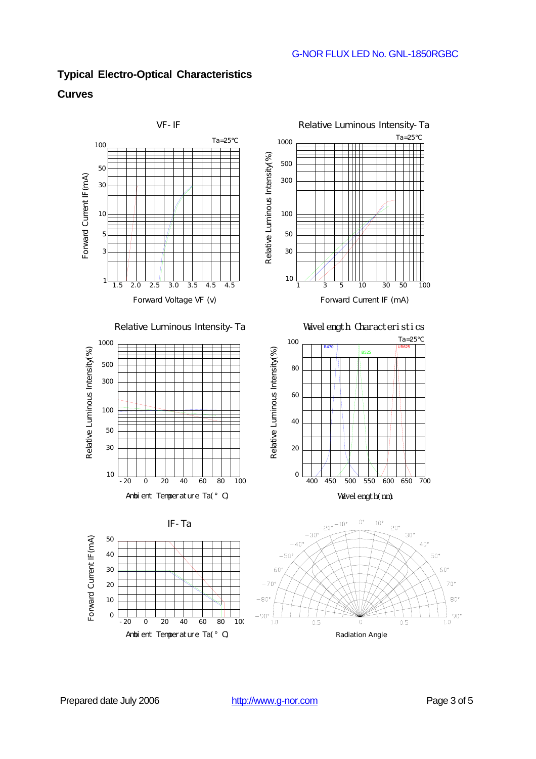## Typical Electro-Optical Characteristics

### Curves

VF- IF

Ta=25°C

Forward Current IF(mA)

Forward Voltage VF (v)

Relative Luminous Intensity- Ta

Ta=25°C

Relative Luminous Intensity(%)

Forward Current IF (mA)

Relative Luminous Intensity- Ta

Relative Luminous Intensity(%)

Ambient Temperature Ta(° C)

Wavelength Characteristics

Ta=25°C

B470 B525 UR625

Relative Luminous Intensity(%)

Wavelength(nm)

IF- Ta

Forward Current IF(mA)

Ambient Temperature Ta(° C)

Radiation Angle

Prepared date July 2006

http://www.g-nor.com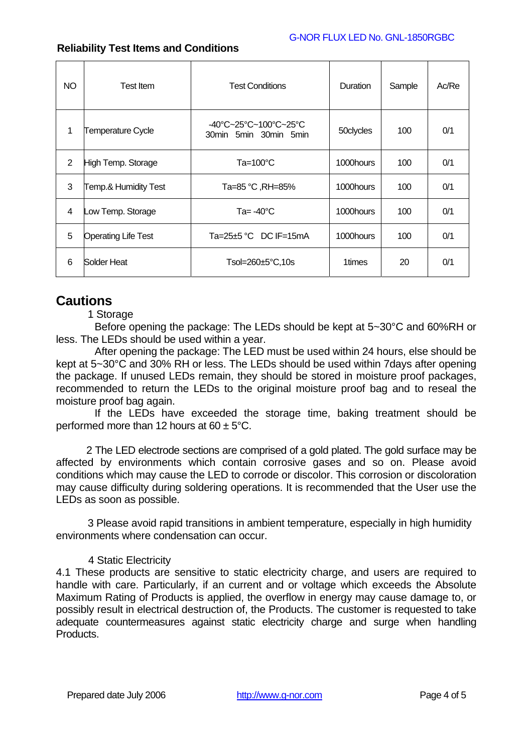## Reliability Test Items and Conditions

| NO | Test Item | Test Conditions | Duration | Sample | Ac/Re |
|---|---|---|---|---|---|
| 1 | Temperature Cycle | -40°C~25°C~100°C~25°C<br>30min 5min 30min 5min | 50clycles | 100 | 0/1 |
| 2 | High Temp. Storage | Ta=100°C | 1000hours | 100 | 0/1 |
| 3 | Temp.& Humidity Test | Ta=85 °C ,RH=85% | 1000hours | 100 | 0/1 |
| 4 | Low Temp. Storage | Ta= -40°C | 1000hours | 100 | 0/1 |
| 5 | Operating Life Test | Ta=25±5 °C DC IF=15mA | 1000hours | 100 | 0/1 |
| 6 | Solder Heat | Tsol=260±5°C,10s | 1times | 20 | 0/1 |

## Cautions

1 Storage

Before opening the package: The LEDs should be kept at 5~30°C and 60%RH or less. The LEDs should be used within a year.

After opening the package: The LED must be used within 24 hours, else should be kept at 5~30°C and 30% RH or less. The LEDs should be used within 7days after opening the package. If unused LEDs remain, they should be stored in moisture proof packages, recommended to return the LEDs to the original moisture proof bag and to reseal the moisture proof bag again.

If the LEDs have exceeded the storage time, baking treatment should be performed more than 12 hours at 60 ± 5°C.

2 The LED electrode sections are comprised of a gold plated. The gold surface may be affected by environments which contain corrosive gases and so on. Please avoid conditions which may cause the LED to corrode or discolor. This corrosion or discoloration may cause difficulty during soldering operations. It is recommended that the User use the LEDs as soon as possible.

3 Please avoid rapid transitions in ambient temperature, especially in high humidity environments where condensation can occur.

4 Static Electricity

4.1 These products are sensitive to static electricity charge, and users are required to handle with care. Particularly, if an current and or voltage which exceeds the Absolute Maximum Rating of Products is applied, the overflow in energy may cause damage to, or possibly result in electrical destruction of, the Products. The customer is requested to take adequate countermeasures against static electricity charge and surge when handling Products.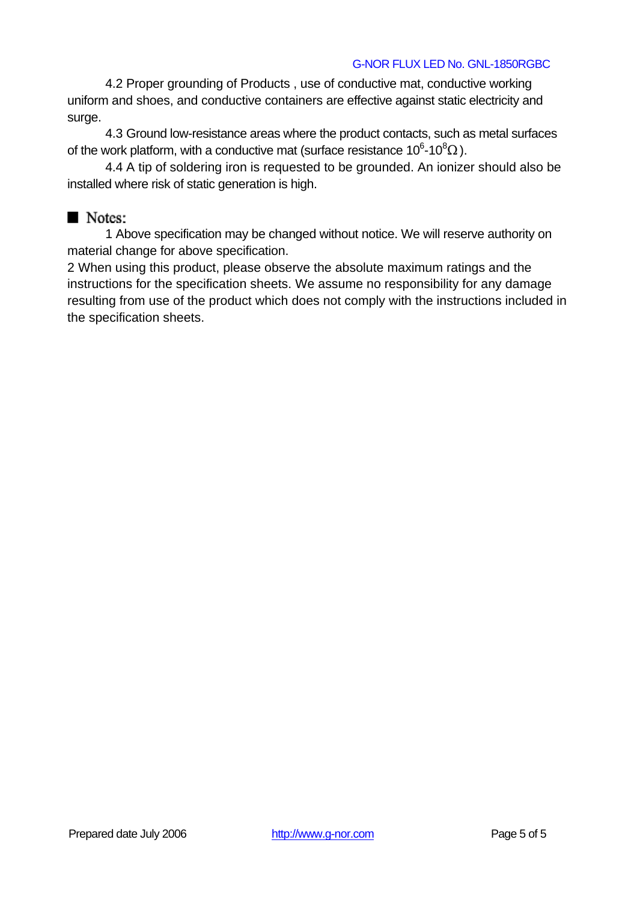4.2 Proper grounding of Products , use of conductive mat, conductive working uniform and shoes, and conductive containers are effective against static electricity and surge.

4.3 Ground low-resistance areas where the product contacts, such as metal surfaces of the work platform, with a conductive mat (surface resistance $10^6$-$10^8\Omega$).

4.4 A tip of soldering iron is requested to be grounded. An ionizer should also be installed where risk of static generation is high.

## ■ Notes:

1 Above specification may be changed without notice. We will reserve authority on material change for above specification.

2 When using this product, please observe the absolute maximum ratings and the instructions for the specification sheets. We assume no responsibility for any damage resulting from use of the product which does not comply with the instructions included in the specification sheets.